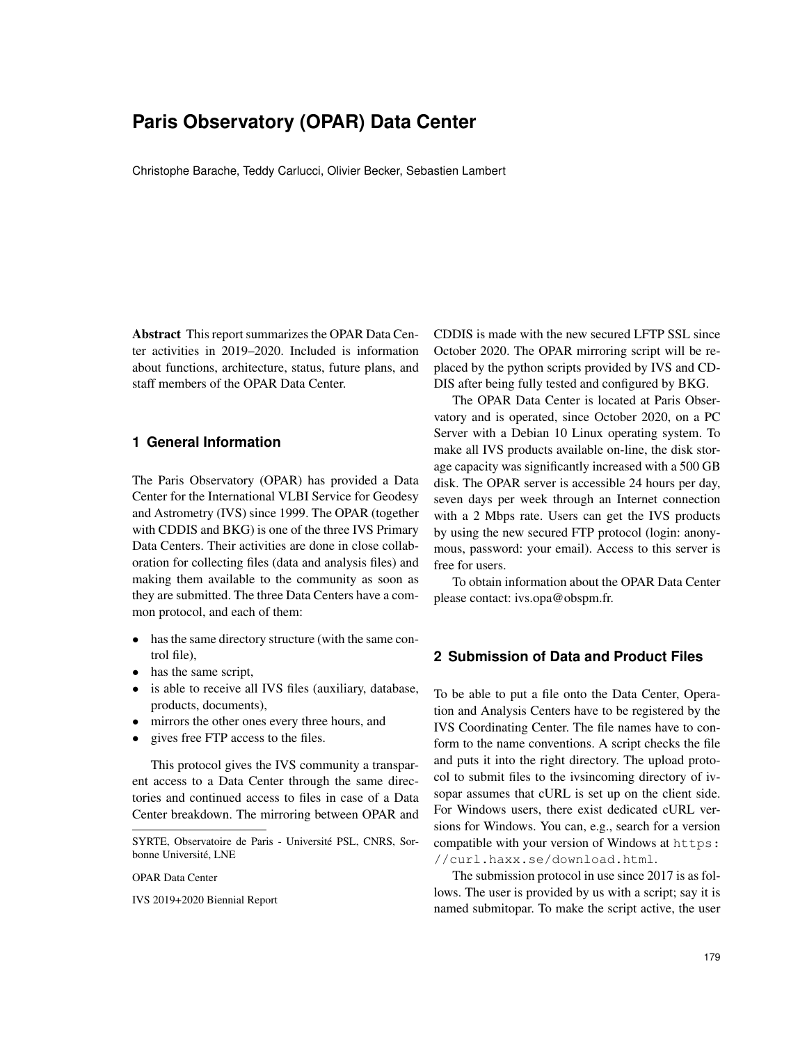# Paris Observatory (OPAR) Data Center

Christophe Barache, Teddy Carlucci, Olivier Becker, Sebastien Lambert

**Abstract** This report summarizes the OPAR Data Center activities in 2019–2020. Included is information about functions, architecture, status, future plans, and staff members of the OPAR Data Center.

## 1 General Information

The Paris Observatory (OPAR) has provided a Data Center for the International VLBI Service for Geodesy and Astrometry (IVS) since 1999. The OPAR (together with CDDIS and BKG) is one of the three IVS Primary Data Centers. Their activities are done in close collaboration for collecting files (data and analysis files) and making them available to the community as soon as they are submitted. The three Data Centers have a common protocol, and each of them:

- has the same directory structure (with the same control file),
- has the same script,
- is able to receive all IVS files (auxiliary, database, products, documents),
- mirrors the other ones every three hours, and
- gives free FTP access to the files.

This protocol gives the IVS community a transparent access to a Data Center through the same directories and continued access to files in case of a Data Center breakdown. The mirroring between OPAR and CDDIS is made with the new secured LFTP SSL since October 2020. The OPAR mirroring script will be replaced by the python scripts provided by IVS and CDDIS after being fully tested and configured by BKG.

The OPAR Data Center is located at Paris Observatory and is operated, since October 2020, on a PC Server with a Debian 10 Linux operating system. To make all IVS products available on-line, the disk storage capacity was significantly increased with a 500 GB disk. The OPAR server is accessible 24 hours per day, seven days per week through an Internet connection with a 2 Mbps rate. Users can get the IVS products by using the new secured FTP protocol (login: anonymous, password: your email). Access to this server is free for users.

To obtain information about the OPAR Data Center please contact: ivs.opa@obspm.fr.

SYRTE, Observatoire de Paris - Université PSL, CNRS, Sorbonne Université, LNE

OPAR Data Center

IVS 2019+2020 Biennial Report

## 2 Submission of Data and Product Files

To be able to put a file onto the Data Center, Operation and Analysis Centers have to be registered by the IVS Coordinating Center. The file names have to conform to the name conventions. A script checks the file and puts it into the right directory. The upload protocol to submit files to the ivsincoming directory of ivsopar assumes that cURL is set up on the client side. For Windows users, there exist dedicated cURL versions for Windows. You can, e.g., search for a version compatible with your version of Windows at `https://curl.haxx.se/download.html`.

The submission protocol in use since 2017 is as follows. The user is provided by us with a script; say it is named submitopar. To make the script active, the user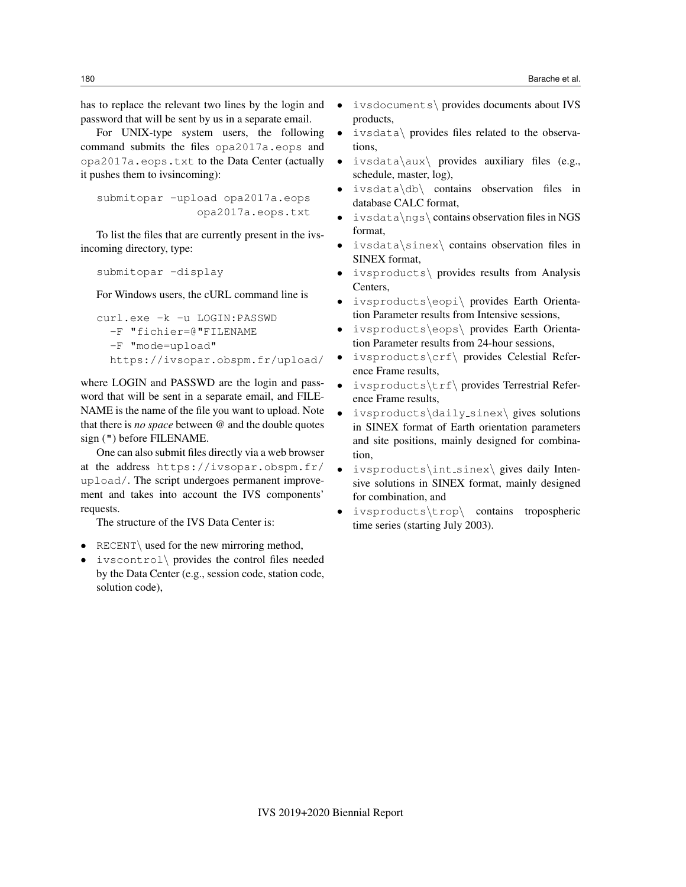has to replace the relevant two lines by the login and password that will be sent by us in a separate email.

For UNIX-type system users, the following command submits the files `opa2017a.eops` and `opa2017a.eops.txt` to the Data Center (actually it pushes them to ivsincoming):

```
submitopar -upload opa2017a.eops
               opa2017a.eops.txt
```

To list the files that are currently present in the ivsincoming directory, type:

```
submitopar -display
```

For Windows users, the cURL command line is

```
curl.exe -k -u LOGIN:PASSWD
  -F "fichier=@"FILENAME
  -F "mode=upload"
  https://ivsopar.obspm.fr/upload/
```

where LOGIN and PASSWD are the login and password that will be sent in a separate email, and FILENAME is the name of the file you want to upload. Note that there is *no space* between @ and the double quotes sign (") before FILENAME.

One can also submit files directly via a web browser at the address `https://ivsopar.obspm.fr/upload/`. The script undergoes permanent improvement and takes into account the IVS components' requests.

The structure of the IVS Data Center is:

- `RECENT\` used for the new mirroring method,
- `ivscontrol\` provides the control files needed by the Data Center (e.g., session code, station code, solution code),
- `ivsdocuments\` provides documents about IVS products,
- `ivsdata\` provides files related to the observations,
- `ivsdata\aux\` provides auxiliary files (e.g., schedule, master, log),
- `ivsdata\db\` contains observation files in database CALC format,
- `ivsdata\ngs\` contains observation files in NGS format,
- `ivsdata\sinex\` contains observation files in SINEX format,
- `ivsproducts\` provides results from Analysis Centers,
- `ivsproducts\eopi\` provides Earth Orientation Parameter results from Intensive sessions,
- `ivsproducts\eops\` provides Earth Orientation Parameter results from 24-hour sessions,
- `ivsproducts\crf\` provides Celestial Reference Frame results,
- `ivsproducts\trf\` provides Terrestrial Reference Frame results,
- `ivsproducts\daily_sinex\` gives solutions in SINEX format of Earth orientation parameters and site positions, mainly designed for combination,
- `ivsproducts\int_sinex\` gives daily Intensive solutions in SINEX format, mainly designed for combination, and
- `ivsproducts\trop\` contains tropospheric time series (starting July 2003).